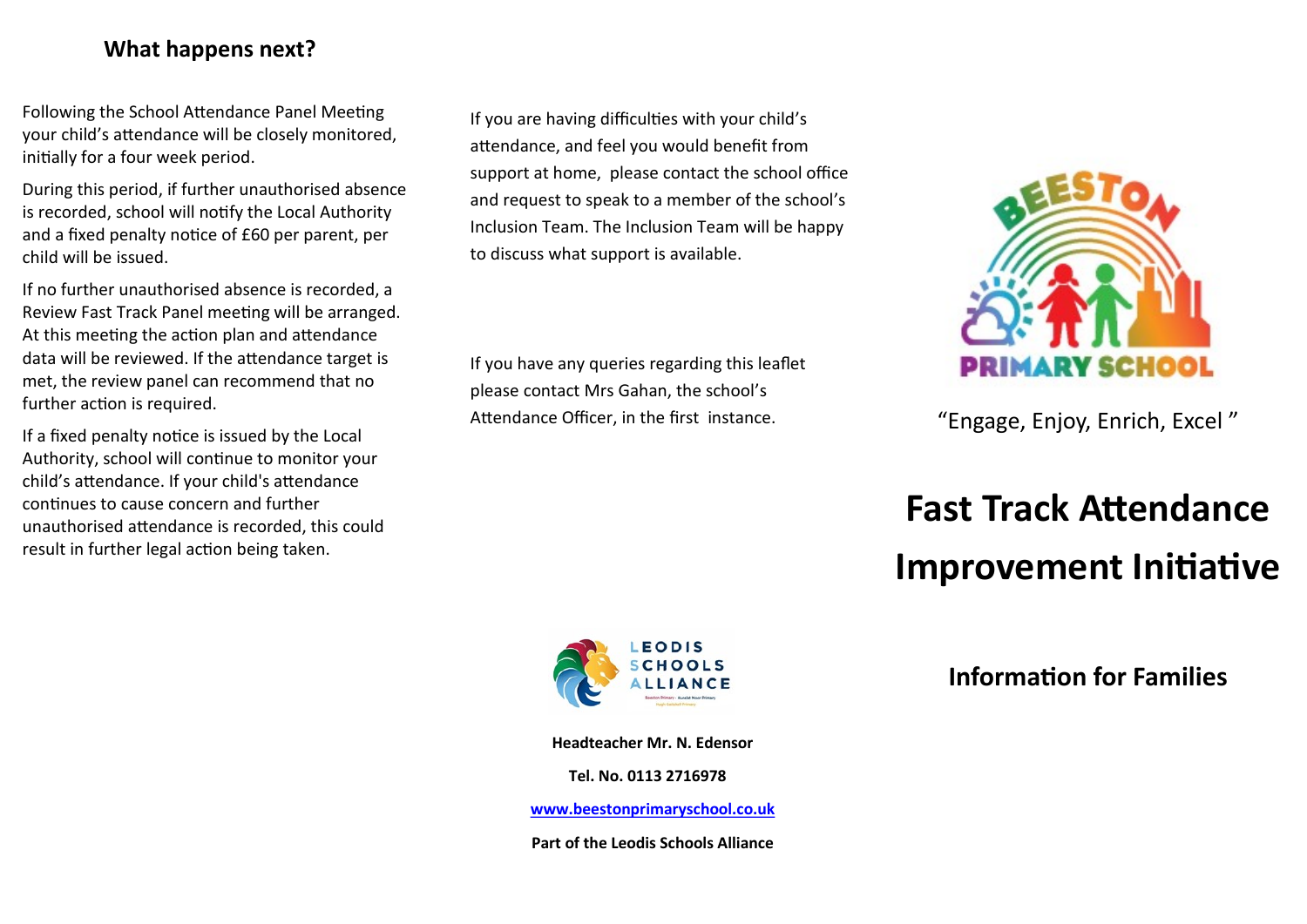## What happens next?

Following the School Attendance Panel Meeting your child's attendance will be closely monitored, initially for a four week period.

During this period, if further unauthorised absence is recorded, school will notify the Local Authority and a fixed penalty notice of £60 per parent, per child will be issued.

If no further unauthorised absence is recorded, a Review Fast Track Panel meeting will be arranged. At this meeting the action plan and attendance data will be reviewed. If the attendance target is met, the review panel can recommend that no further action is required.

If a fixed penalty notice is issued by the Local Authority, school will continue to monitor your child's attendance. If your child's attendance continues to cause concern and further unauthorised attendance is recorded, this could result in further legal action being taken.

If you are having difficulties with your child's attendance, and feel you would benefit from support at home, please contact the school office and request to speak to a member of the school's Inclusion Team. The Inclusion Team will be happy to discuss what support is available.

If you have any queries regarding this leaflet please contact Mrs Gahan, the school's Attendance Officer, in the first instance.

**Headteacher Mr. N. Edensor**

**Tel. No. 0113 2716978**

**[www.beestonprimaryschool.co.uk](http://www.beestonprimaryschool.co.uk)**

**Part of the Leodis Schools Alliance**

BEESTON PRIMARY SCHOOL

"Engage, Enjoy, Enrich, Excel"

# Fast Track Attendance Improvement Initiative

## Information for Families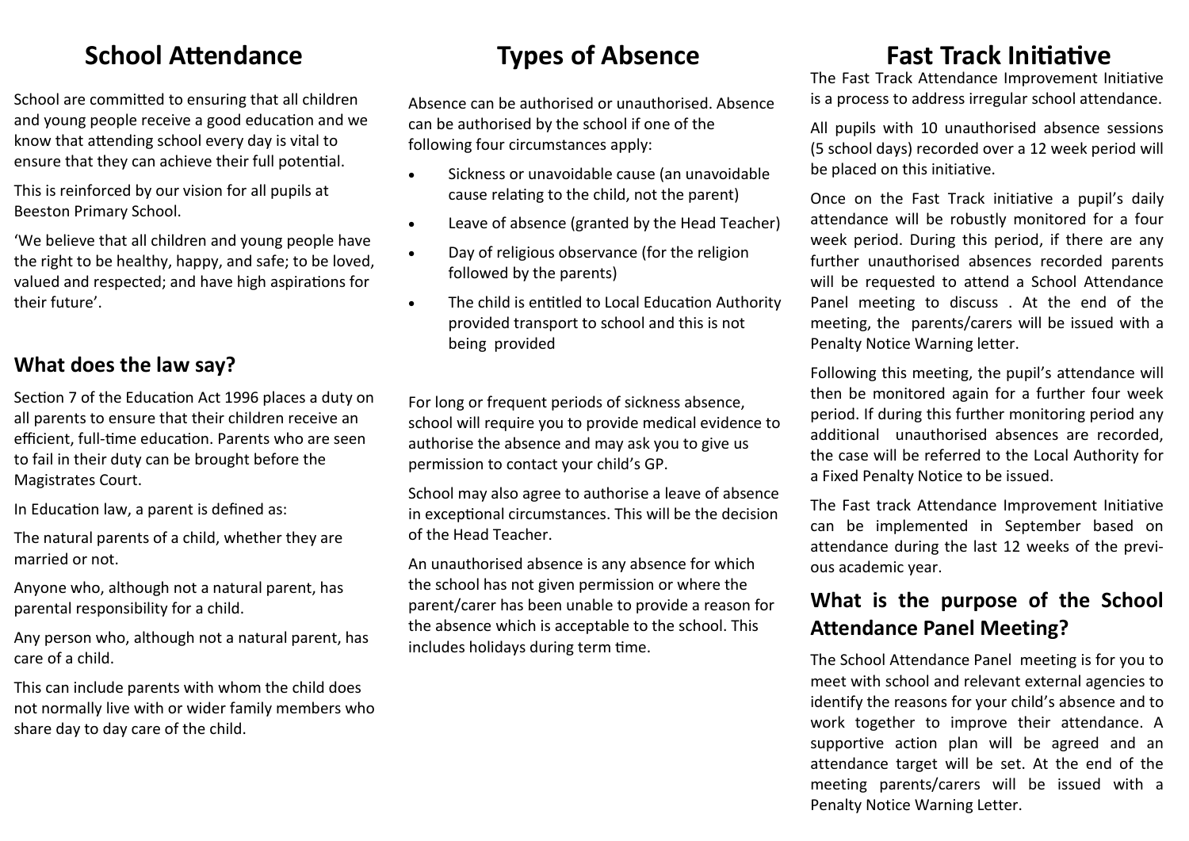# School Attendance

School are committed to ensuring that all children and young people receive a good education and we know that attending school every day is vital to ensure that they can achieve their full potential.

This is reinforced by our vision for all pupils at Beeston Primary School.

'We believe that all children and young people have the right to be healthy, happy, and safe; to be loved, valued and respected; and have high aspirations for their future'.

## What does the law say?

Section 7 of the Education Act 1996 places a duty on all parents to ensure that their children receive an efficient, full-time education. Parents who are seen to fail in their duty can be brought before the Magistrates Court.

In Education law, a parent is defined as:

The natural parents of a child, whether they are married or not.

Anyone who, although not a natural parent, has parental responsibility for a child.

Any person who, although not a natural parent, has care of a child.

This can include parents with whom the child does not normally live with or wider family members who share day to day care of the child.

# Types of Absence

Absence can be authorised or unauthorised. Absence can be authorised by the school if one of the following four circumstances apply:

- Sickness or unavoidable cause (an unavoidable cause relating to the child, not the parent)
- Leave of absence (granted by the Head Teacher)
- Day of religious observance (for the religion followed by the parents)
- The child is entitled to Local Education Authority provided transport to school and this is not being provided

For long or frequent periods of sickness absence, school will require you to provide medical evidence to authorise the absence and may ask you to give us permission to contact your child's GP.

School may also agree to authorise a leave of absence in exceptional circumstances. This will be the decision of the Head Teacher.

An unauthorised absence is any absence for which the school has not given permission or where the parent/carer has been unable to provide a reason for the absence which is acceptable to the school. This includes holidays during term time.

# Fast Track Initiative

The Fast Track Attendance Improvement Initiative is a process to address irregular school attendance.

All pupils with 10 unauthorised absence sessions (5 school days) recorded over a 12 week period will be placed on this initiative.

Once on the Fast Track initiative a pupil's daily attendance will be robustly monitored for a four week period. During this period, if there are any further unauthorised absences recorded parents will be requested to attend a School Attendance Panel meeting to discuss . At the end of the meeting, the parents/carers will be issued with a Penalty Notice Warning letter.

Following this meeting, the pupil's attendance will then be monitored again for a further four week period. If during this further monitoring period any additional unauthorised absences are recorded, the case will be referred to the Local Authority for a Fixed Penalty Notice to be issued.

The Fast track Attendance Improvement Initiative can be implemented in September based on attendance during the last 12 weeks of the previous academic year.

## What is the purpose of the School Attendance Panel Meeting?

The School Attendance Panel meeting is for you to meet with school and relevant external agencies to identify the reasons for your child's absence and to work together to improve their attendance. A supportive action plan will be agreed and an attendance target will be set. At the end of the meeting parents/carers will be issued with a Penalty Notice Warning Letter.